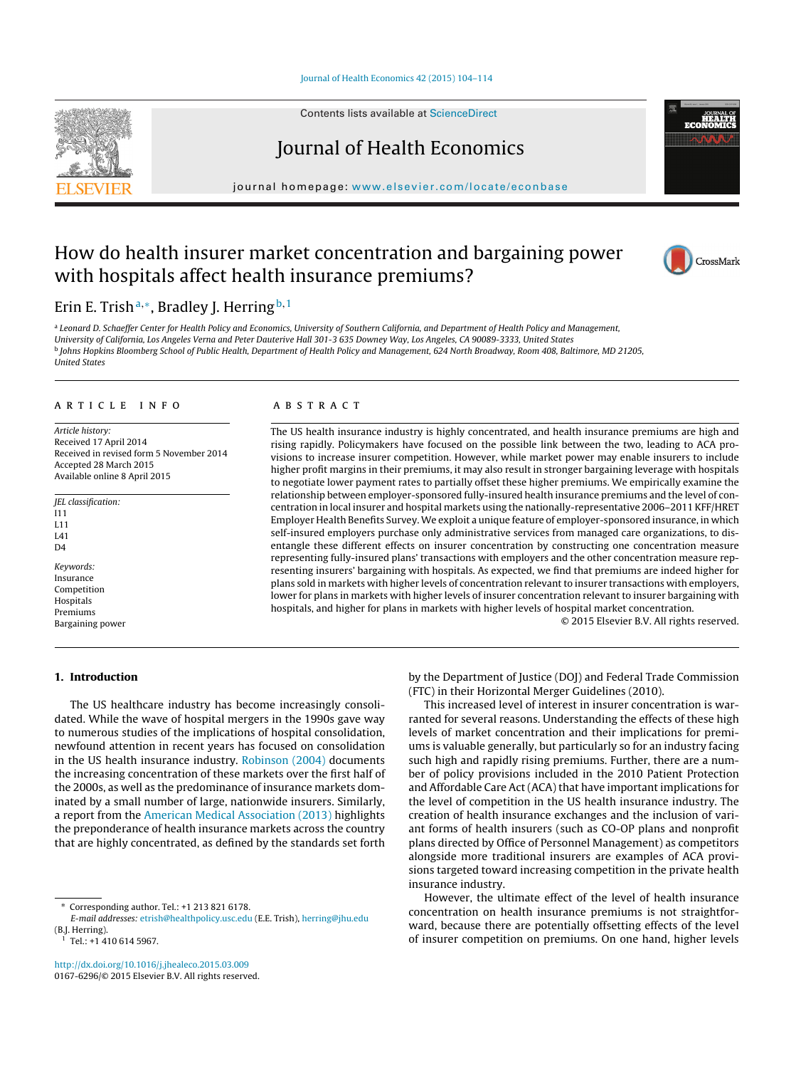# How do health insurer market concentration and bargaining power with hospitals affect health insurance premiums?

Erin E. Trish[a,*], Bradley J. Herring[b,1]

[a] Leonard D. Schaeffer Center for Health Policy and Economics, University of Southern California, and Department of Health Policy and Management, University of California, Los Angeles Verna and Peter Dauterive Hall 301-3 635 Downey Way, Los Angeles, CA 90089-3333, United States

[b] Johns Hopkins Bloomberg School of Public Health, Department of Health Policy and Management, 624 North Broadway, Room 408, Baltimore, MD 21205, United States

## ARTICLE INFO

*Article history:*
Received 17 April 2014
Received in revised form 5 November 2014
Accepted 28 March 2015
Available online 8 April 2015

*JEL classification:*
I11
L11
L41
D4

*Keywords:*
Insurance
Competition
Hospitals
Premiums
Bargaining power

## ABSTRACT

The US health insurance industry is highly concentrated, and health insurance premiums are high and rising rapidly. Policymakers have focused on the possible link between the two, leading to ACA provisions to increase insurer competition. However, while market power may enable insurers to include higher profit margins in their premiums, it may also result in stronger bargaining leverage with hospitals to negotiate lower payment rates to partially offset these higher premiums. We empirically examine the relationship between employer-sponsored fully-insured health insurance premiums and the level of concentration in local insurer and hospital markets using the nationally-representative 2006–2011 KFF/HRET Employer Health Benefits Survey. We exploit a unique feature of employer-sponsored insurance, in which self-insured employers purchase only administrative services from managed care organizations, to disentangle these different effects on insurer concentration by constructing one concentration measure representing fully-insured plans' transactions with employers and the other concentration measure representing insurers' bargaining with hospitals. As expected, we find that premiums are indeed higher for plans sold in markets with higher levels of concentration relevant to insurer transactions with employers, lower for plans in markets with higher levels of insurer concentration relevant to insurer bargaining with hospitals, and higher for plans in markets with higher levels of hospital market concentration.

© 2015 Elsevier B.V. All rights reserved.

## 1. Introduction

The US healthcare industry has become increasingly consolidated. While the wave of hospital mergers in the 1990s gave way to numerous studies of the implications of hospital consolidation, newfound attention in recent years has focused on consolidation in the US health insurance industry. Robinson (2004) documents the increasing concentration of these markets over the first half of the 2000s, as well as the predominance of insurance markets dominated by a small number of large, nationwide insurers. Similarly, a report from the American Medical Association (2013) highlights the preponderance of health insurance markets across the country that are highly concentrated, as defined by the standards set forth by the Department of Justice (DOJ) and Federal Trade Commission (FTC) in their Horizontal Merger Guidelines (2010).

This increased level of interest in insurer concentration is warranted for several reasons. Understanding the effects of these high levels of market concentration and their implications for premiums is valuable generally, but particularly so for an industry facing such high and rapidly rising premiums. Further, there are a number of policy provisions included in the 2010 Patient Protection and Affordable Care Act (ACA) that have important implications for the level of competition in the US health insurance industry. The creation of health insurance exchanges and the inclusion of variant forms of health insurers (such as CO-OP plans and nonprofit plans directed by Office of Personnel Management) as competitors alongside more traditional insurers are examples of ACA provisions targeted toward increasing competition in the private health insurance industry.

However, the ultimate effect of the level of health insurance concentration on health insurance premiums is not straightforward, because there are potentially offsetting effects of the level of insurer competition on premiums. On one hand, higher levels

\* Corresponding author. Tel.: +1 213 821 6178.
*E-mail addresses:* etrish@healthpolicy.usc.edu (E.E. Trish), herring@jhu.edu (B.J. Herring).
[1] Tel.: +1 410 614 5967.

http://dx.doi.org/10.1016/j.jhealeco.2015.03.009
0167-6296/© 2015 Elsevier B.V. All rights reserved.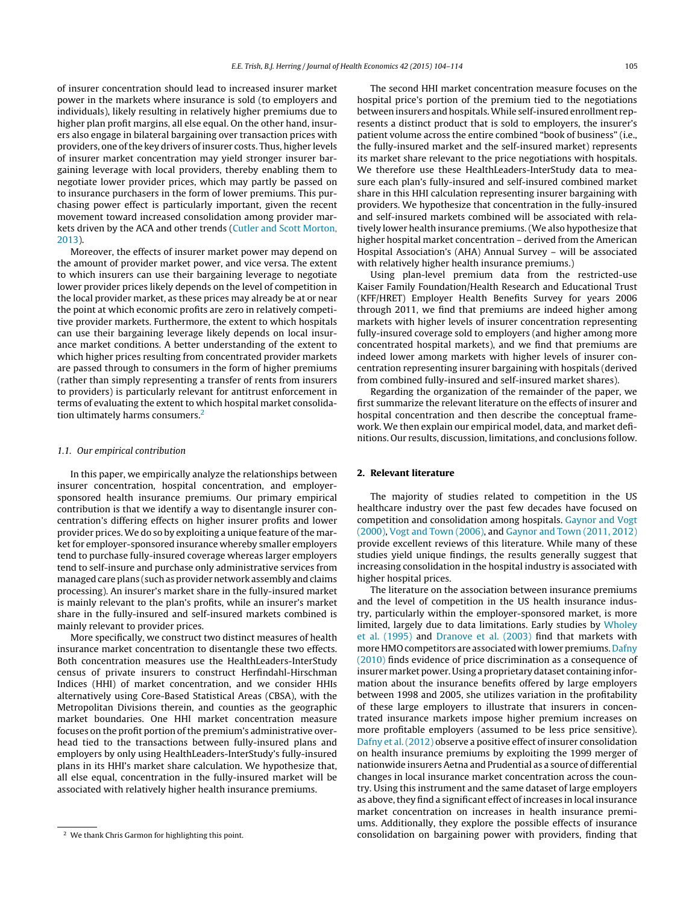of insurer concentration should lead to increased insurer market power in the markets where insurance is sold (to employers and individuals), likely resulting in relatively higher premiums due to higher plan profit margins, all else equal. On the other hand, insurers also engage in bilateral bargaining over transaction prices with providers, one of the key drivers of insurer costs. Thus, higher levels of insurer market concentration may yield stronger insurer bargaining leverage with local providers, thereby enabling them to negotiate lower provider prices, which may partly be passed on to insurance purchasers in the form of lower premiums. This purchasing power effect is particularly important, given the recent movement toward increased consolidation among provider markets driven by the ACA and other trends (Cutler and Scott Morton, 2013).

Moreover, the effects of insurer market power may depend on the amount of provider market power, and vice versa. The extent to which insurers can use their bargaining leverage to negotiate lower provider prices likely depends on the level of competition in the local provider market, as these prices may already be at or near the point at which economic profits are zero in relatively competitive provider markets. Furthermore, the extent to which hospitals can use their bargaining leverage likely depends on local insurance market conditions. A better understanding of the extent to which higher prices resulting from concentrated provider markets are passed through to consumers in the form of higher premiums (rather than simply representing a transfer of rents from insurers to providers) is particularly relevant for antitrust enforcement in terms of evaluating the extent to which hospital market consolidation ultimately harms consumers.[2]

### 1.1. Our empirical contribution

In this paper, we empirically analyze the relationships between insurer concentration, hospital concentration, and employer-sponsored health insurance premiums. Our primary empirical contribution is that we identify a way to disentangle insurer concentration's differing effects on higher insurer profits and lower provider prices. We do so by exploiting a unique feature of the market for employer-sponsored insurance whereby smaller employers tend to purchase fully-insured coverage whereas larger employers tend to self-insure and purchase only administrative services from managed care plans (such as provider network assembly and claims processing). An insurer's market share in the fully-insured market is mainly relevant to the plan's profits, while an insurer's market share in the fully-insured and self-insured markets combined is mainly relevant to provider prices.

More specifically, we construct two distinct measures of health insurance market concentration to disentangle these two effects. Both concentration measures use the HealthLeaders-InterStudy census of private insurers to construct Herfindahl-Hirschman Indices (HHI) of market concentration, and we consider HHIs alternatively using Core-Based Statistical Areas (CBSA), with the Metropolitan Divisions therein, and counties as the geographic market boundaries. One HHI market concentration measure focuses on the profit portion of the premium's administrative overhead tied to the transactions between fully-insured plans and employers by only using HealthLeaders-InterStudy's fully-insured plans in its HHI's market share calculation. We hypothesize that, all else equal, concentration in the fully-insured market will be associated with relatively higher health insurance premiums.

The second HHI market concentration measure focuses on the hospital price's portion of the premium tied to the negotiations between insurers and hospitals. While self-insured enrollment represents a distinct product that is sold to employers, the insurer's patient volume across the entire combined "book of business" (i.e., the fully-insured market and the self-insured market) represents its market share relevant to the price negotiations with hospitals. We therefore use these HealthLeaders-InterStudy data to measure each plan's fully-insured and self-insured combined market share in this HHI calculation representing insurer bargaining with providers. We hypothesize that concentration in the fully-insured and self-insured markets combined will be associated with relatively lower health insurance premiums. (We also hypothesize that higher hospital market concentration – derived from the American Hospital Association's (AHA) Annual Survey – will be associated with relatively higher health insurance premiums.)

Using plan-level premium data from the restricted-use Kaiser Family Foundation/Health Research and Educational Trust (KFF/HRET) Employer Health Benefits Survey for years 2006 through 2011, we find that premiums are indeed higher among markets with higher levels of insurer concentration representing fully-insured coverage sold to employers (and higher among more concentrated hospital markets), and we find that premiums are indeed lower among markets with higher levels of insurer concentration representing insurer bargaining with hospitals (derived from combined fully-insured and self-insured market shares).

Regarding the organization of the remainder of the paper, we first summarize the relevant literature on the effects of insurer and hospital concentration and then describe the conceptual framework. We then explain our empirical model, data, and market definitions. Our results, discussion, limitations, and conclusions follow.

## 2. Relevant literature

The majority of studies related to competition in the US healthcare industry over the past few decades have focused on competition and consolidation among hospitals. Gaynor and Vogt (2000), Vogt and Town (2006), and Gaynor and Town (2011, 2012) provide excellent reviews of this literature. While many of these studies yield unique findings, the results generally suggest that increasing consolidation in the hospital industry is associated with higher hospital prices.

The literature on the association between insurance premiums and the level of competition in the US health insurance industry, particularly within the employer-sponsored market, is more limited, largely due to data limitations. Early studies by Wholey et al. (1995) and Dranove et al. (2003) find that markets with more HMO competitors are associated with lower premiums. Dafny (2010) finds evidence of price discrimination as a consequence of insurer market power. Using a proprietary dataset containing information about the insurance benefits offered by large employers between 1998 and 2005, she utilizes variation in the profitability of these large employers to illustrate that insurers in concentrated insurance markets impose higher premium increases on more profitable employers (assumed to be less price sensitive). Dafny et al. (2012) observe a positive effect of insurer consolidation on health insurance premiums by exploiting the 1999 merger of nationwide insurers Aetna and Prudential as a source of differential changes in local insurance market concentration across the country. Using this instrument and the same dataset of large employers as above, they find a significant effect of increases in local insurance market concentration on increases in health insurance premiums. Additionally, they explore the possible effects of insurance consolidation on bargaining power with providers, finding that

[2] We thank Chris Garmon for highlighting this point.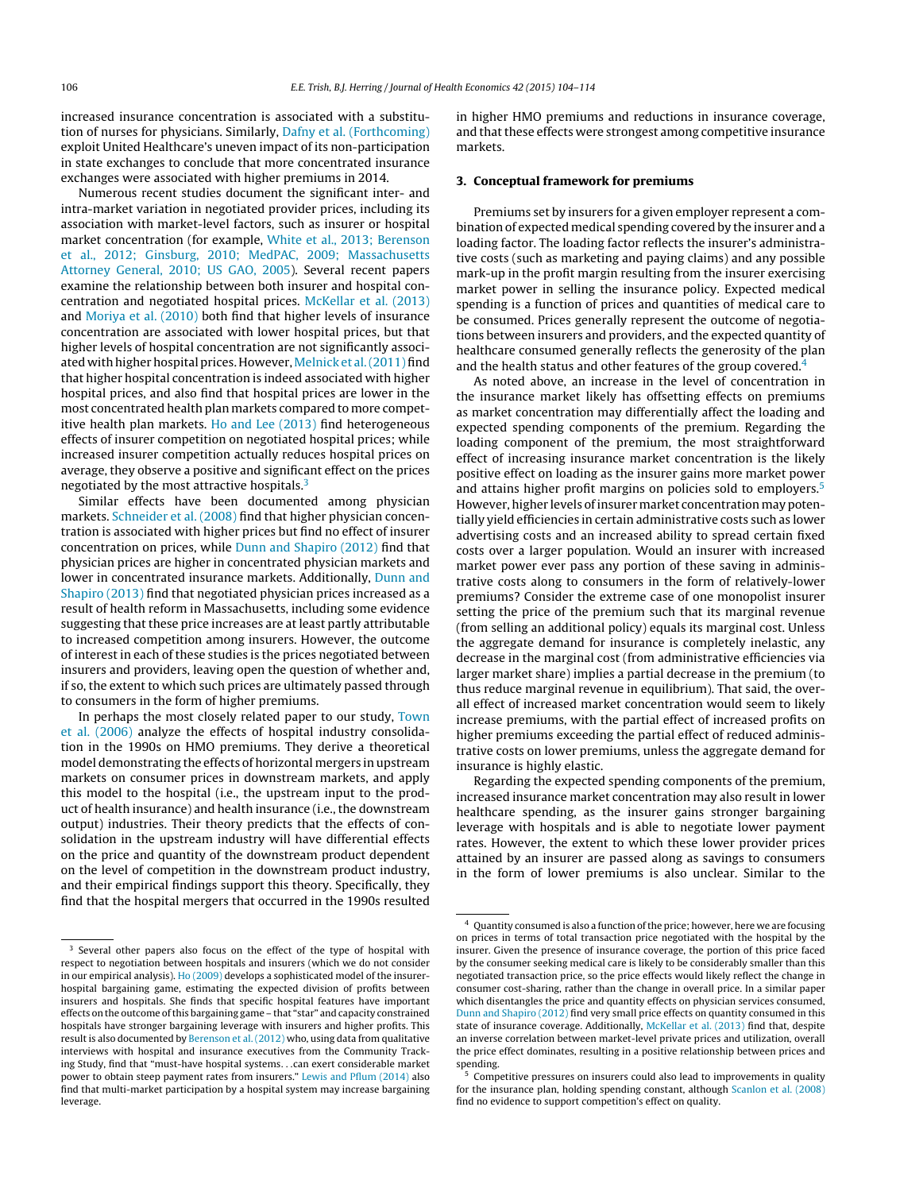increased insurance concentration is associated with a substitution of nurses for physicians. Similarly, Dafny et al. (Forthcoming) exploit United Healthcare's uneven impact of its non-participation in state exchanges to conclude that more concentrated insurance exchanges were associated with higher premiums in 2014.

Numerous recent studies document the significant inter- and intra-market variation in negotiated provider prices, including its association with market-level factors, such as insurer or hospital market concentration (for example, White et al., 2013; Berenson et al., 2012; Ginsburg, 2010; MedPAC, 2009; Massachusetts Attorney General, 2010; US GAO, 2005). Several recent papers examine the relationship between both insurer and hospital concentration and negotiated hospital prices. McKellar et al. (2013) and Moriya et al. (2010) both find that higher levels of insurance concentration are associated with lower hospital prices, but that higher levels of hospital concentration are not significantly associated with higher hospital prices. However, Melnick et al. (2011) find that higher hospital concentration is indeed associated with higher hospital prices, and also find that hospital prices are lower in the most concentrated health plan markets compared to more competitive health plan markets. Ho and Lee (2013) find heterogeneous effects of insurer competition on negotiated hospital prices; while increased insurer competition actually reduces hospital prices on average, they observe a positive and significant effect on the prices negotiated by the most attractive hospitals.[3]

Similar effects have been documented among physician markets. Schneider et al. (2008) find that higher physician concentration is associated with higher prices but find no effect of insurer concentration on prices, while Dunn and Shapiro (2012) find that physician prices are higher in concentrated physician markets and lower in concentrated insurance markets. Additionally, Dunn and Shapiro (2013) find that negotiated physician prices increased as a result of health reform in Massachusetts, including some evidence suggesting that these price increases are at least partly attributable to increased competition among insurers. However, the outcome of interest in each of these studies is the prices negotiated between insurers and providers, leaving open the question of whether and, if so, the extent to which such prices are ultimately passed through to consumers in the form of higher premiums.

In perhaps the most closely related paper to our study, Town et al. (2006) analyze the effects of hospital industry consolidation in the 1990s on HMO premiums. They derive a theoretical model demonstrating the effects of horizontal mergers in upstream markets on consumer prices in downstream markets, and apply this model to the hospital (i.e., the upstream input to the product of health insurance) and health insurance (i.e., the downstream output) industries. Their theory predicts that the effects of consolidation in the upstream industry will have differential effects on the price and quantity of the downstream product dependent on the level of competition in the downstream product industry, and their empirical findings support this theory. Specifically, they find that the hospital mergers that occurred in the 1990s resulted in higher HMO premiums and reductions in insurance coverage, and that these effects were strongest among competitive insurance markets.

## 3. Conceptual framework for premiums

Premiums set by insurers for a given employer represent a combination of expected medical spending covered by the insurer and a loading factor. The loading factor reflects the insurer's administrative costs (such as marketing and paying claims) and any possible mark-up in the profit margin resulting from the insurer exercising market power in selling the insurance policy. Expected medical spending is a function of prices and quantities of medical care to be consumed. Prices generally represent the outcome of negotiations between insurers and providers, and the expected quantity of healthcare consumed generally reflects the generosity of the plan and the health status and other features of the group covered.[4]

As noted above, an increase in the level of concentration in the insurance market likely has offsetting effects on premiums as market concentration may differentially affect the loading and expected spending components of the premium. Regarding the loading component of the premium, the most straightforward effect of increasing insurance market concentration is the likely positive effect on loading as the insurer gains more market power and attains higher profit margins on policies sold to employers.[5] However, higher levels of insurer market concentration may potentially yield efficiencies in certain administrative costs such as lower advertising costs and an increased ability to spread certain fixed costs over a larger population. Would an insurer with increased market power ever pass any portion of these saving in administrative costs along to consumers in the form of relatively-lower premiums? Consider the extreme case of one monopolist insurer setting the price of the premium such that its marginal revenue (from selling an additional policy) equals its marginal cost. Unless the aggregate demand for insurance is completely inelastic, any decrease in the marginal cost (from administrative efficiencies via larger market share) implies a partial decrease in the premium (to thus reduce marginal revenue in equilibrium). That said, the overall effect of increased market concentration would seem to likely increase premiums, with the partial effect of increased profits on higher premiums exceeding the partial effect of reduced administrative costs on lower premiums, unless the aggregate demand for insurance is highly elastic.

Regarding the expected spending components of the premium, increased insurance market concentration may also result in lower healthcare spending, as the insurer gains stronger bargaining leverage with hospitals and is able to negotiate lower payment rates. However, the extent to which these lower provider prices attained by an insurer are passed along as savings to consumers in the form of lower premiums is also unclear. Similar to the

---

[3] Several other papers also focus on the effect of the type of hospital with respect to negotiation between hospitals and insurers (which we do not consider in our empirical analysis). Ho (2009) develops a sophisticated model of the insurer-hospital bargaining game, estimating the expected division of profits between insurers and hospitals. She finds that specific hospital features have important effects on the outcome of this bargaining game – that "star" and capacity constrained hospitals have stronger bargaining leverage with insurers and higher profits. This result is also documented by Berenson et al. (2012) who, using data from qualitative interviews with hospital and insurance executives from the Community Tracking Study, find that "must-have hospital systems. . .can exert considerable market power to obtain steep payment rates from insurers." Lewis and Pflum (2014) also find that multi-market participation by a hospital system may increase bargaining leverage.

[4] Quantity consumed is also a function of the price; however, here we are focusing on prices in terms of total transaction price negotiated with the hospital by the insurer. Given the presence of insurance coverage, the portion of this price faced by the consumer seeking medical care is likely to be considerably smaller than this negotiated transaction price, so the price effects would likely reflect the change in consumer cost-sharing, rather than the change in overall price. In a similar paper which disentangles the price and quantity effects on physician services consumed, Dunn and Shapiro (2012) find very small price effects on quantity consumed in this state of insurance coverage. Additionally, McKellar et al. (2013) find that, despite an inverse correlation between market-level private prices and utilization, overall the price effect dominates, resulting in a positive relationship between prices and spending.

[5] Competitive pressures on insurers could also lead to improvements in quality for the insurance plan, holding spending constant, although Scanlon et al. (2008) find no evidence to support competition's effect on quality.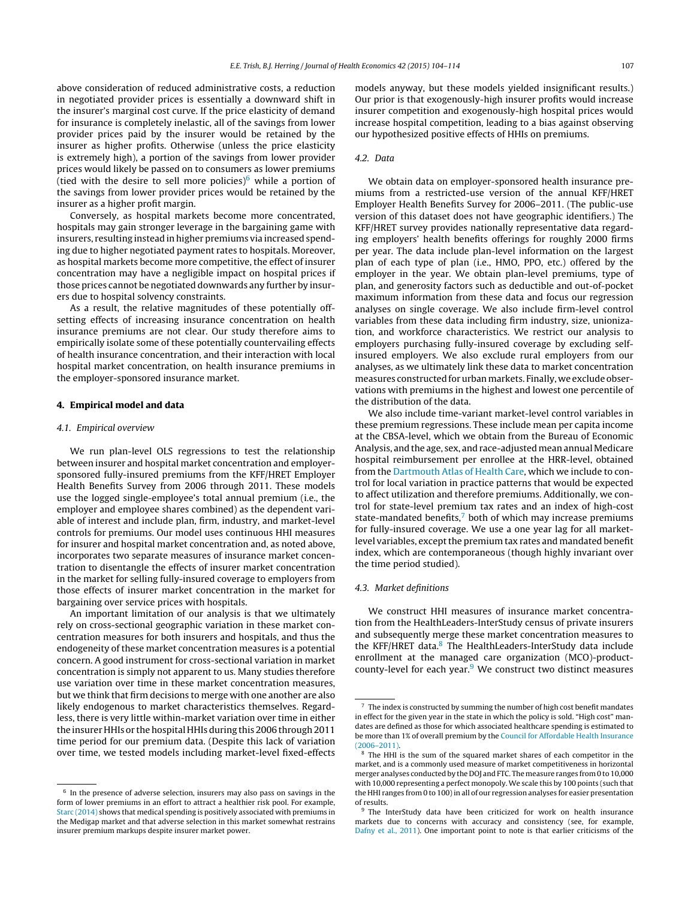above consideration of reduced administrative costs, a reduction in negotiated provider prices is essentially a downward shift in the insurer's marginal cost curve. If the price elasticity of demand for insurance is completely inelastic, all of the savings from lower provider prices paid by the insurer would be retained by the insurer as higher profits. Otherwise (unless the price elasticity is extremely high), a portion of the savings from lower provider prices would likely be passed on to consumers as lower premiums (tied with the desire to sell more policies)[6] while a portion of the savings from lower provider prices would be retained by the insurer as a higher profit margin.

Conversely, as hospital markets become more concentrated, hospitals may gain stronger leverage in the bargaining game with insurers, resulting instead in higher premiums via increased spending due to higher negotiated payment rates to hospitals. Moreover, as hospital markets become more competitive, the effect of insurer concentration may have a negligible impact on hospital prices if those prices cannot be negotiated downwards any further by insurers due to hospital solvency constraints.

As a result, the relative magnitudes of these potentially offsetting effects of increasing insurance concentration on health insurance premiums are not clear. Our study therefore aims to empirically isolate some of these potentially countervailing effects of health insurance concentration, and their interaction with local hospital market concentration, on health insurance premiums in the employer-sponsored insurance market.

## 4. Empirical model and data

### 4.1. Empirical overview

We run plan-level OLS regressions to test the relationship between insurer and hospital market concentration and employer-sponsored fully-insured premiums from the KFF/HRET Employer Health Benefits Survey from 2006 through 2011. These models use the logged single-employee's total annual premium (i.e., the employer and employee shares combined) as the dependent variable of interest and include plan, firm, industry, and market-level controls for premiums. Our model uses continuous HHI measures for insurer and hospital market concentration and, as noted above, incorporates two separate measures of insurance market concentration to disentangle the effects of insurer market concentration in the market for selling fully-insured coverage to employers from those effects of insurer market concentration in the market for bargaining over service prices with hospitals.

An important limitation of our analysis is that we ultimately rely on cross-sectional geographic variation in these market concentration measures for both insurers and hospitals, and thus the endogeneity of these market concentration measures is a potential concern. A good instrument for cross-sectional variation in market concentration is simply not apparent to us. Many studies therefore use variation over time in these market concentration measures, but we think that firm decisions to merge with one another are also likely endogenous to market characteristics themselves. Regardless, there is very little within-market variation over time in either the insurer HHIs or the hospital HHIs during this 2006 through 2011 time period for our premium data. (Despite this lack of variation over time, we tested models including market-level fixed-effects models anyway, but these models yielded insignificant results.) Our prior is that exogenously-high insurer profits would increase insurer competition and exogenously-high hospital prices would increase hospital competition, leading to a bias against observing our hypothesized positive effects of HHIs on premiums.

### 4.2. Data

We obtain data on employer-sponsored health insurance premiums from a restricted-use version of the annual KFF/HRET Employer Health Benefits Survey for 2006–2011. (The public-use version of this dataset does not have geographic identifiers.) The KFF/HRET survey provides nationally representative data regarding employers' health benefits offerings for roughly 2000 firms per year. The data include plan-level information on the largest plan of each type of plan (i.e., HMO, PPO, etc.) offered by the employer in the year. We obtain plan-level premiums, type of plan, and generosity factors such as deductible and out-of-pocket maximum information from these data and focus our regression analyses on single coverage. We also include firm-level control variables from these data including firm industry, size, unionization, and workforce characteristics. We restrict our analysis to employers purchasing fully-insured coverage by excluding self-insured employers. We also exclude rural employers from our analyses, as we ultimately link these data to market concentration measures constructed for urban markets. Finally, we exclude observations with premiums in the highest and lowest one percentile of the distribution of the data.

We also include time-variant market-level control variables in these premium regressions. These include mean per capita income at the CBSA-level, which we obtain from the Bureau of Economic Analysis, and the age, sex, and race-adjusted mean annual Medicare hospital reimbursement per enrollee at the HRR-level, obtained from the Dartmouth Atlas of Health Care, which we include to control for local variation in practice patterns that would be expected to affect utilization and therefore premiums. Additionally, we control for state-level premium tax rates and an index of high-cost state-mandated benefits,[7] both of which may increase premiums for fully-insured coverage. We use a one year lag for all market-level variables, except the premium tax rates and mandated benefit index, which are contemporaneous (though highly invariant over the time period studied).

### 4.3. Market definitions

We construct HHI measures of insurance market concentration from the HealthLeaders-InterStudy census of private insurers and subsequently merge these market concentration measures to the KFF/HRET data.[8] The HealthLeaders-InterStudy data include enrollment at the managed care organization (MCO)-product-county-level for each year.[9] We construct two distinct measures

---

[6] In the presence of adverse selection, insurers may also pass on savings in the form of lower premiums in an effort to attract a healthier risk pool. For example, Starc (2014) shows that medical spending is positively associated with premiums in the Medigap market and that adverse selection in this market somewhat restrains insurer premium markups despite insurer market power.

[7] The index is constructed by summing the number of high cost benefit mandates in effect for the given year in the state in which the policy is sold. "High cost" mandates are defined as those for which associated healthcare spending is estimated to be more than 1% of overall premium by the Council for Affordable Health Insurance (2006–2011).

[8] The HHI is the sum of the squared market shares of each competitor in the market, and is a commonly used measure of market competitiveness in horizontal merger analyses conducted by the DOJ and FTC. The measure ranges from 0 to 10,000 with 10,000 representing a perfect monopoly. We scale this by 100 points (such that the HHI ranges from 0 to 100) in all of our regression analyses for easier presentation of results.

[9] The InterStudy data have been criticized for work on health insurance markets due to concerns with accuracy and consistency (see, for example, Dafny et al., 2011). One important point to note is that earlier criticisms of the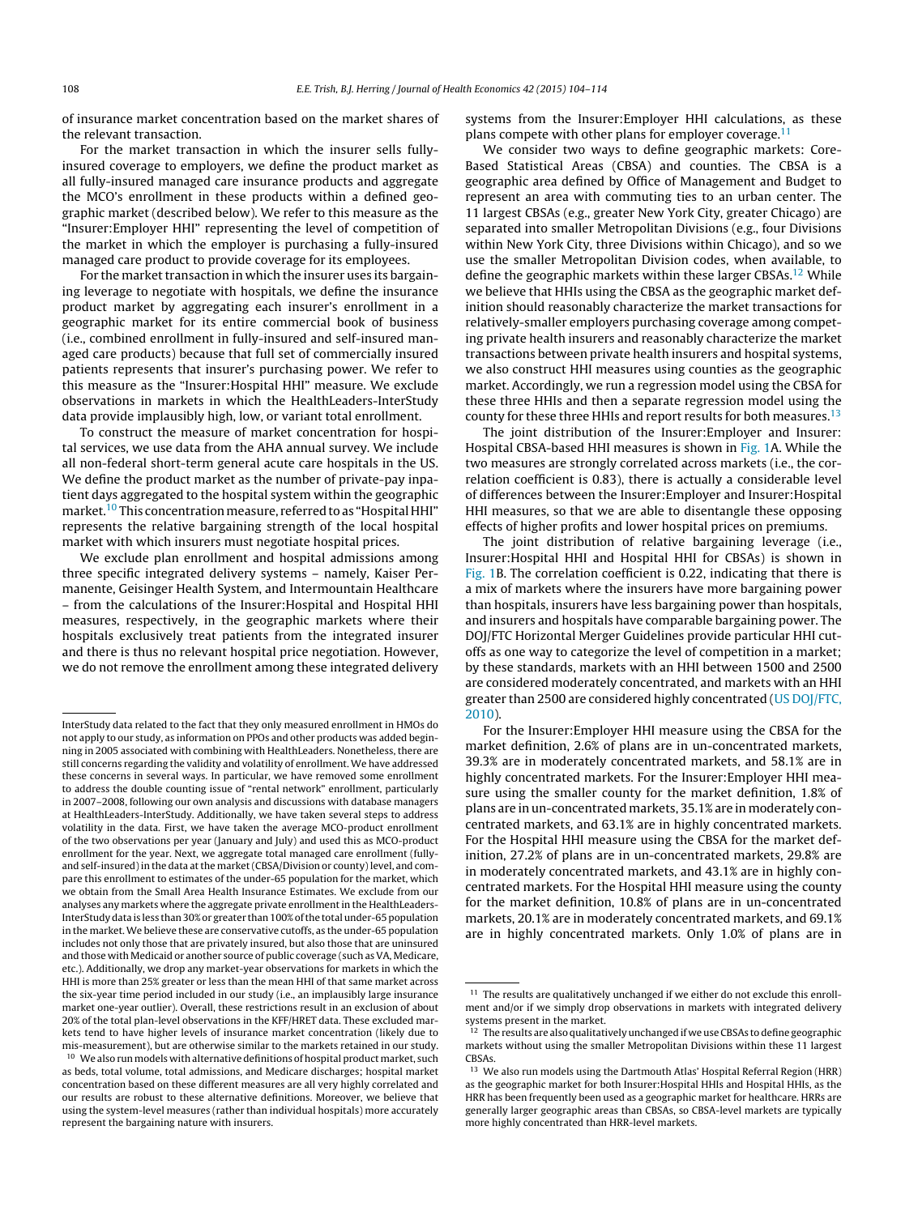of insurance market concentration based on the market shares of the relevant transaction.

For the market transaction in which the insurer sells fully-insured coverage to employers, we define the product market as all fully-insured managed care insurance products and aggregate the MCO's enrollment in these products within a defined geographic market (described below). We refer to this measure as the "Insurer:Employer HHI" representing the level of competition of the market in which the employer is purchasing a fully-insured managed care product to provide coverage for its employees.

For the market transaction in which the insurer uses its bargaining leverage to negotiate with hospitals, we define the insurance product market by aggregating each insurer's enrollment in a geographic market for its entire commercial book of business (i.e., combined enrollment in fully-insured and self-insured managed care products) because that full set of commercially insured patients represents that insurer's purchasing power. We refer to this measure as the "Insurer:Hospital HHI" measure. We exclude observations in markets in which the HealthLeaders-InterStudy data provide implausibly high, low, or variant total enrollment.

To construct the measure of market concentration for hospital services, we use data from the AHA annual survey. We include all non-federal short-term general acute care hospitals in the US. We define the product market as the number of private-pay inpatient days aggregated to the hospital system within the geographic market.[10] This concentration measure, referred to as "Hospital HHI" represents the relative bargaining strength of the local hospital market with which insurers must negotiate hospital prices.

We exclude plan enrollment and hospital admissions among three specific integrated delivery systems – namely, Kaiser Permanente, Geisinger Health System, and Intermountain Healthcare – from the calculations of the Insurer:Hospital and Hospital HHI measures, respectively, in the geographic markets where their hospitals exclusively treat patients from the integrated insurer and there is thus no relevant hospital price negotiation. However, we do not remove the enrollment among these integrated delivery systems from the Insurer:Employer HHI calculations, as these plans compete with other plans for employer coverage.[11]

We consider two ways to define geographic markets: Core-Based Statistical Areas (CBSA) and counties. The CBSA is a geographic area defined by Office of Management and Budget to represent an area with commuting ties to an urban center. The 11 largest CBSAs (e.g., greater New York City, greater Chicago) are separated into smaller Metropolitan Divisions (e.g., four Divisions within New York City, three Divisions within Chicago), and so we use the smaller Metropolitan Division codes, when available, to define the geographic markets within these larger CBSAs.[12] While we believe that HHIs using the CBSA as the geographic market definition should reasonably characterize the market transactions for relatively-smaller employers purchasing coverage among competing private health insurers and reasonably characterize the market transactions between private health insurers and hospital systems, we also construct HHI measures using counties as the geographic market. Accordingly, we run a regression model using the CBSA for these three HHIs and then a separate regression model using the county for these three HHIs and report results for both measures.[13]

The joint distribution of the Insurer:Employer and Insurer: Hospital CBSA-based HHI measures is shown in Fig. 1A. While the two measures are strongly correlated across markets (i.e., the correlation coefficient is 0.83), there is actually a considerable level of differences between the Insurer:Employer and Insurer:Hospital HHI measures, so that we are able to disentangle these opposing effects of higher profits and lower hospital prices on premiums.

The joint distribution of relative bargaining leverage (i.e., Insurer:Hospital HHI and Hospital HHI for CBSAs) is shown in Fig. 1B. The correlation coefficient is 0.22, indicating that there is a mix of markets where the insurers have more bargaining power than hospitals, insurers have less bargaining power than hospitals, and insurers and hospitals have comparable bargaining power. The DOJ/FTC Horizontal Merger Guidelines provide particular HHI cutoffs as one way to categorize the level of competition in a market; by these standards, markets with an HHI between 1500 and 2500 are considered moderately concentrated, and markets with an HHI greater than 2500 are considered highly concentrated (US DOJ/FTC, 2010).

For the Insurer:Employer HHI measure using the CBSA for the market definition, 2.6% of plans are in un-concentrated markets, 39.3% are in moderately concentrated markets, and 58.1% are in highly concentrated markets. For the Insurer:Employer HHI measure using the smaller county for the market definition, 1.8% of plans are in un-concentrated markets, 35.1% are in moderately concentrated markets, and 63.1% are in highly concentrated markets. For the Hospital HHI measure using the CBSA for the market definition, 27.2% of plans are in un-concentrated markets, 29.8% are in moderately concentrated markets, and 43.1% are in highly concentrated markets. For the Hospital HHI measure using the county for the market definition, 10.8% of plans are in un-concentrated markets, 20.1% are in moderately concentrated markets, and 69.1% are in highly concentrated markets. Only 1.0% of plans are in

---

InterStudy data related to the fact that they only measured enrollment in HMOs do not apply to our study, as information on PPOs and other products was added beginning in 2005 associated with combining with HealthLeaders. Nonetheless, there are still concerns regarding the validity and volatility of enrollment. We have addressed these concerns in several ways. In particular, we have removed some enrollment to address the double counting issue of "rental network" enrollment, particularly in 2007–2008, following our own analysis and discussions with database managers at HealthLeaders-InterStudy. Additionally, we have taken several steps to address volatility in the data. First, we have taken the average MCO-product enrollment of the two observations per year (January and July) and used this as MCO-product enrollment for the year. Next, we aggregate total managed care enrollment (fully- and self-insured) in the data at the market (CBSA/Division or county) level, and compare this enrollment to estimates of the under-65 population for the market, which we obtain from the Small Area Health Insurance Estimates. We exclude from our analyses any markets where the aggregate private enrollment in the HealthLeaders-InterStudy data is less than 30% or greater than 100% of the total under-65 population in the market. We believe these are conservative cutoffs, as the under-65 population includes not only those that are privately insured, but also those that are uninsured and those with Medicaid or another source of public coverage (such as VA, Medicare, etc.). Additionally, we drop any market-year observations for markets in which the HHI is more than 25% greater or less than the mean HHI of that same market across the six-year time period included in our study (i.e., an implausibly large insurance market one-year outlier). Overall, these restrictions result in an exclusion of about 20% of the total plan-level observations in the KFF/HRET data. These excluded markets tend to have higher levels of insurance market concentration (likely due to mis-measurement), but are otherwise similar to the markets retained in our study.

[10] We also run models with alternative definitions of hospital product market, such as beds, total volume, total admissions, and Medicare discharges; hospital market concentration based on these different measures are all very highly correlated and our results are robust to these alternative definitions. Moreover, we believe that using the system-level measures (rather than individual hospitals) more accurately represent the bargaining nature with insurers.

[11] The results are qualitatively unchanged if we either do not exclude this enrollment and/or if we simply drop observations in markets with integrated delivery systems present in the market.

[12] The results are also qualitatively unchanged if we use CBSAs to define geographic markets without using the smaller Metropolitan Divisions within these 11 largest CBSAs.

[13] We also run models using the Dartmouth Atlas' Hospital Referral Region (HRR) as the geographic market for both Insurer:Hospital HHIs and Hospital HHIs, as the HRR has been frequently been used as a geographic market for healthcare. HRRs are generally larger geographic areas than CBSAs, so CBSA-level markets are typically more highly concentrated than HRR-level markets.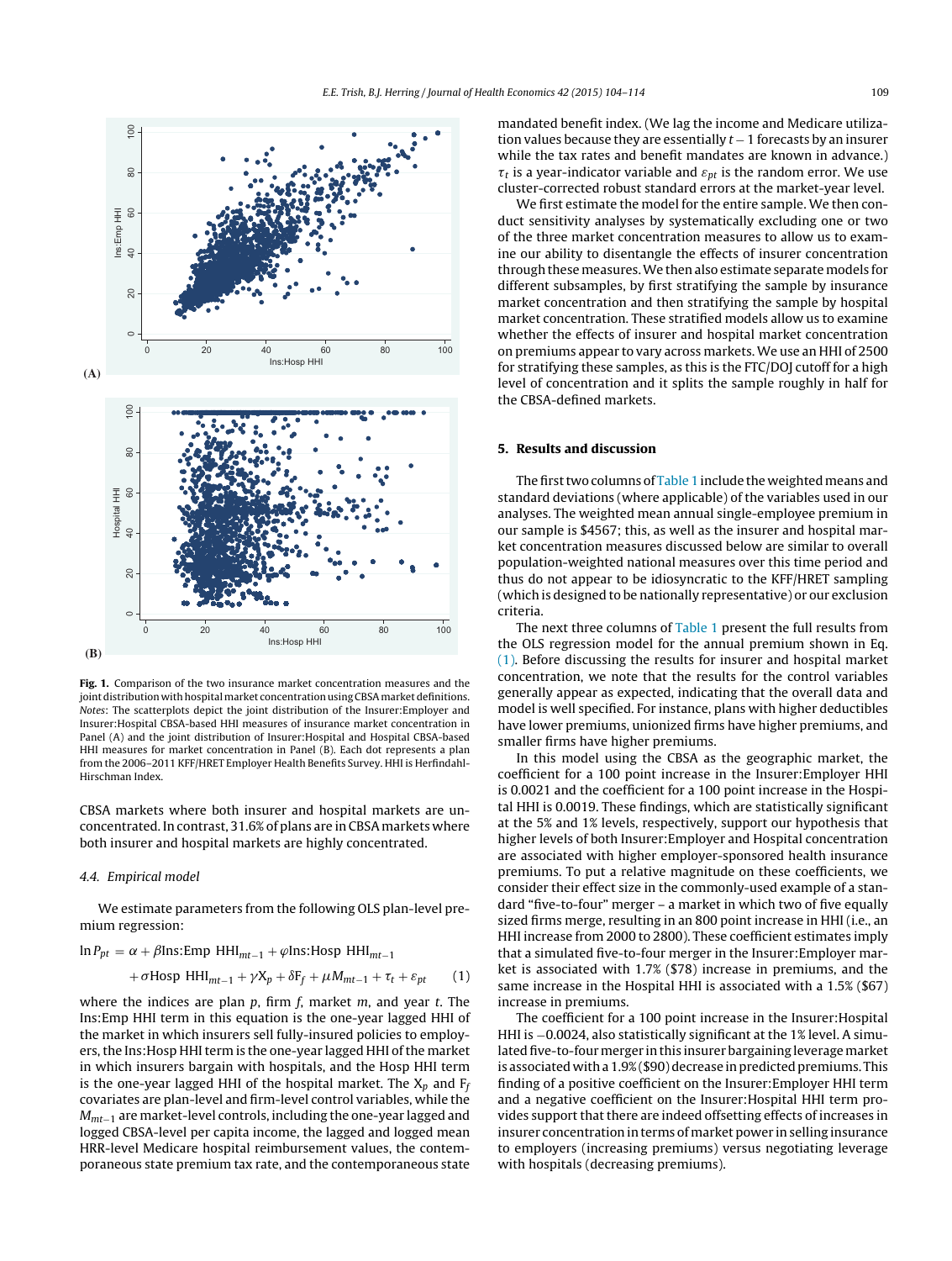(A)

(B)

**Fig. 1.** Comparison of the two insurance market concentration measures and the joint distribution with hospital market concentration using CBSA market definitions. *Notes*: The scatterplots depict the joint distribution of the Insurer:Employer and Insurer:Hospital CBSA-based HHI measures of insurance market concentration in Panel (A) and the joint distribution of Insurer:Hospital and Hospital CBSA-based HHI measures for market concentration in Panel (B). Each dot represents a plan from the 2006–2011 KFF/HRET Employer Health Benefits Survey. HHI is Herfindahl-Hirschman Index.

CBSA markets where both insurer and hospital markets are unconcentrated. In contrast, 31.6% of plans are in CBSA markets where both insurer and hospital markets are highly concentrated.

### 4.4. Empirical model

We estimate parameters from the following OLS plan-level premium regression:

$$\ln P_{pt} = \alpha + \beta \text{Ins:Emp HHI}_{mt-1} + \varphi \text{Ins:Hosp HHI}_{mt-1} + \sigma \text{Hosp HHI}_{mt-1} + \gamma X_p + \delta F_f + \mu M_{mt-1} + \tau_t + \varepsilon_{pt} \quad (1)$$

where the indices are plan $p$, firm $f$, market $m$, and year $t$. The Ins:Emp HHI term in this equation is the one-year lagged HHI of the market in which insurers sell fully-insured policies to employers, the Ins:Hosp HHI term is the one-year lagged HHI of the market in which insurers bargain with hospitals, and the Hosp HHI term is the one-year lagged HHI of the hospital market. The $X_p$ and $F_f$ covariates are plan-level and firm-level control variables, while the $M_{mt-1}$ are market-level controls, including the one-year lagged and logged CBSA-level per capita income, the lagged and logged mean HRR-level Medicare hospital reimbursement values, the contemporaneous state premium tax rate, and the contemporaneous state mandated benefit index. (We lag the income and Medicare utilization values because they are essentially $t-1$ forecasts by an insurer while the tax rates and benefit mandates are known in advance.) $\tau_t$ is a year-indicator variable and $\varepsilon_{pt}$ is the random error. We use cluster-corrected robust standard errors at the market-year level.

We first estimate the model for the entire sample. We then conduct sensitivity analyses by systematically excluding one or two of the three market concentration measures to allow us to examine our ability to disentangle the effects of insurer concentration through these measures. We then also estimate separate models for different subsamples, by first stratifying the sample by insurance market concentration and then stratifying the sample by hospital market concentration. These stratified models allow us to examine whether the effects of insurer and hospital market concentration on premiums appear to vary across markets. We use an HHI of 2500 for stratifying these samples, as this is the FTC/DOJ cutoff for a high level of concentration and it splits the sample roughly in half for the CBSA-defined markets.

## 5. Results and discussion

The first two columns of Table 1 include the weighted means and standard deviations (where applicable) of the variables used in our analyses. The weighted mean annual single-employee premium in our sample is $4567; this, as well as the insurer and hospital market concentration measures discussed below are similar to overall population-weighted national measures over this time period and thus do not appear to be idiosyncratic to the KFF/HRET sampling (which is designed to be nationally representative) or our exclusion criteria.

The next three columns of Table 1 present the full results from the OLS regression model for the annual premium shown in Eq. (1). Before discussing the results for insurer and hospital market concentration, we note that the results for the control variables generally appear as expected, indicating that the overall data and model is well specified. For instance, plans with higher deductibles have lower premiums, unionized firms have higher premiums, and smaller firms have higher premiums.

In this model using the CBSA as the geographic market, the coefficient for a 100 point increase in the Insurer:Employer HHI is 0.0021 and the coefficient for a 100 point increase in the Hospital HHI is 0.0019. These findings, which are statistically significant at the 5% and 1% levels, respectively, support our hypothesis that higher levels of both Insurer:Employer and Hospital concentration are associated with higher employer-sponsored health insurance premiums. To put a relative magnitude on these coefficients, we consider their effect size in the commonly-used example of a standard "five-to-four" merger – a market in which two of five equally sized firms merge, resulting in an 800 point increase in HHI (i.e., an HHI increase from 2000 to 2800). These coefficient estimates imply that a simulated five-to-four merger in the Insurer:Employer market is associated with 1.7% ($78) increase in premiums, and the same increase in the Hospital HHI is associated with a 1.5% ($67) increase in premiums.

The coefficient for a 100 point increase in the Insurer:Hospital HHI is −0.0024, also statistically significant at the 1% level. A simulated five-to-four merger in this insurer bargaining leverage market is associated with a 1.9% ($90) decrease in predicted premiums. This finding of a positive coefficient on the Insurer:Employer HHI term and a negative coefficient on the Insurer:Hospital HHI term provides support that there are indeed offsetting effects of increases in insurer concentration in terms of market power in selling insurance to employers (increasing premiums) versus negotiating leverage with hospitals (decreasing premiums).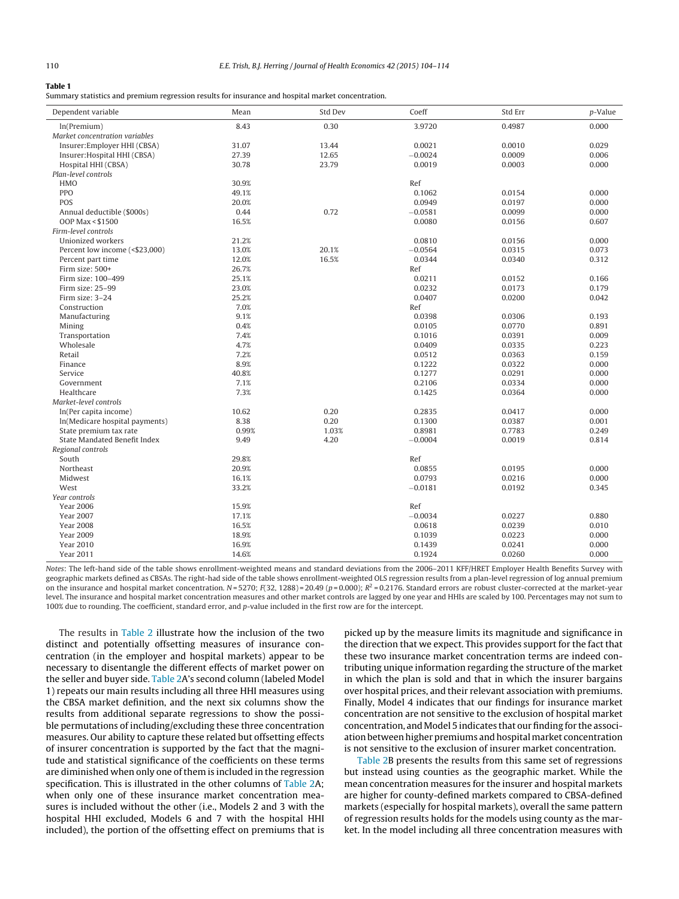**Table 1**
Summary statistics and premium regression results for insurance and hospital market concentration.

| Dependent variable | Mean | Std Dev | Coeff | Std Err | p-Value |
|---|---|---|---|---|---|
| ln(Premium) | 8.43 | 0.30 | 3.9720 | 0.4987 | 0.000 |
| *Market concentration variables* | | | | | |
| Insurer:Employer HHI (CBSA) | 31.07 | 13.44 | 0.0021 | 0.0010 | 0.029 |
| Insurer:Hospital HHI (CBSA) | 27.39 | 12.65 | −0.0024 | 0.0009 | 0.006 |
| Hospital HHI (CBSA) | 30.78 | 23.79 | 0.0019 | 0.0003 | 0.000 |
| *Plan-level controls* | | | | | |
| HMO | 30.9% | | Ref | | |
| PPO | 49.1% | | 0.1062 | 0.0154 | 0.000 |
| POS | 20.0% | | 0.0949 | 0.0197 | 0.000 |
| Annual deductible ($000s) | 0.44 | 0.72 | −0.0581 | 0.0099 | 0.000 |
| OOP Max < $1500 | 16.5% | | 0.0080 | 0.0156 | 0.607 |
| *Firm-level controls* | | | | | |
| Unionized workers | 21.2% | | 0.0810 | 0.0156 | 0.000 |
| Percent low income (<$23,000) | 13.0% | 20.1% | −0.0564 | 0.0315 | 0.073 |
| Percent part time | 12.0% | 16.5% | 0.0344 | 0.0340 | 0.312 |
| Firm size: 500+ | 26.7% | | Ref | | |
| Firm size: 100–499 | 25.1% | | 0.0211 | 0.0152 | 0.166 |
| Firm size: 25–99 | 23.0% | | 0.0232 | 0.0173 | 0.179 |
| Firm size: 3–24 | 25.2% | | 0.0407 | 0.0200 | 0.042 |
| Construction | 7.0% | | Ref | | |
| Manufacturing | 9.1% | | 0.0398 | 0.0306 | 0.193 |
| Mining | 0.4% | | 0.0105 | 0.0770 | 0.891 |
| Transportation | 7.4% | | 0.1016 | 0.0391 | 0.009 |
| Wholesale | 4.7% | | 0.0409 | 0.0335 | 0.223 |
| Retail | 7.2% | | 0.0512 | 0.0363 | 0.159 |
| Finance | 8.9% | | 0.1222 | 0.0322 | 0.000 |
| Service | 40.8% | | 0.1277 | 0.0291 | 0.000 |
| Government | 7.1% | | 0.2106 | 0.0334 | 0.000 |
| Healthcare | 7.3% | | 0.1425 | 0.0364 | 0.000 |
| *Market-level controls* | | | | | |
| ln(Per capita income) | 10.62 | 0.20 | 0.2835 | 0.0417 | 0.000 |
| ln(Medicare hospital payments) | 8.38 | 0.20 | 0.1300 | 0.0387 | 0.001 |
| State premium tax rate | 0.99% | 1.03% | 0.8981 | 0.7783 | 0.249 |
| State Mandated Benefit Index | 9.49 | 4.20 | −0.0004 | 0.0019 | 0.814 |
| *Regional controls* | | | | | |
| South | 29.8% | | Ref | | |
| Northeast | 20.9% | | 0.0855 | 0.0195 | 0.000 |
| Midwest | 16.1% | | 0.0793 | 0.0216 | 0.000 |
| West | 33.2% | | −0.0181 | 0.0192 | 0.345 |
| *Year controls* | | | | | |
| Year 2006 | 15.9% | | Ref | | |
| Year 2007 | 17.1% | | −0.0034 | 0.0227 | 0.880 |
| Year 2008 | 16.5% | | 0.0618 | 0.0239 | 0.010 |
| Year 2009 | 18.9% | | 0.1039 | 0.0223 | 0.000 |
| Year 2010 | 16.9% | | 0.1439 | 0.0241 | 0.000 |
| Year 2011 | 14.6% | | 0.1924 | 0.0260 | 0.000 |

*Notes*: The left-hand side of the table shows enrollment-weighted means and standard deviations from the 2006–2011 KFF/HRET Employer Health Benefits Survey with geographic markets defined as CBSAs. The right-had side of the table shows enrollment-weighted OLS regression results from a plan-level regression of log annual premium on the insurance and hospital market concentration. $N = 5270$; $F(32, 1288) = 20.49$ ($p = 0.000$); $R^2 = 0.2176$. Standard errors are robust cluster-corrected at the market-year level. The insurance and hospital market concentration measures and other market controls are lagged by one year and HHIs are scaled by 100. Percentages may not sum to 100% due to rounding. The coefficient, standard error, and p-value included in the first row are for the intercept.

The results in Table 2 illustrate how the inclusion of the two distinct and potentially offsetting measures of insurance concentration (in the employer and hospital markets) appear to be necessary to disentangle the different effects of market power on the seller and buyer side. Table 2A's second column (labeled Model 1) repeats our main results including all three HHI measures using the CBSA market definition, and the next six columns show the results from additional separate regressions to show the possible permutations of including/excluding these three concentration measures. Our ability to capture these related but offsetting effects of insurer concentration is supported by the fact that the magnitude and statistical significance of the coefficients on these terms are diminished when only one of them is included in the regression specification. This is illustrated in the other columns of Table 2A; when only one of these insurance market concentration measures is included without the other (i.e., Models 2 and 3 with the hospital HHI excluded, Models 6 and 7 with the hospital HHI included), the portion of the offsetting effect on premiums that is picked up by the measure limits its magnitude and significance in the direction that we expect. This provides support for the fact that these two insurance market concentration terms are indeed contributing unique information regarding the structure of the market in which the plan is sold and that in which the insurer bargains over hospital prices, and their relevant association with premiums. Finally, Model 4 indicates that our findings for insurance market concentration are not sensitive to the exclusion of hospital market concentration, and Model 5 indicates that our finding for the association between higher premiums and hospital market concentration is not sensitive to the exclusion of insurer market concentration.

Table 2B presents the results from this same set of regressions but instead using counties as the geographic market. While the mean concentration measures for the insurer and hospital markets are higher for county-defined markets compared to CBSA-defined markets (especially for hospital markets), overall the same pattern of regression results holds for the models using county as the market. In the model including all three concentration measures with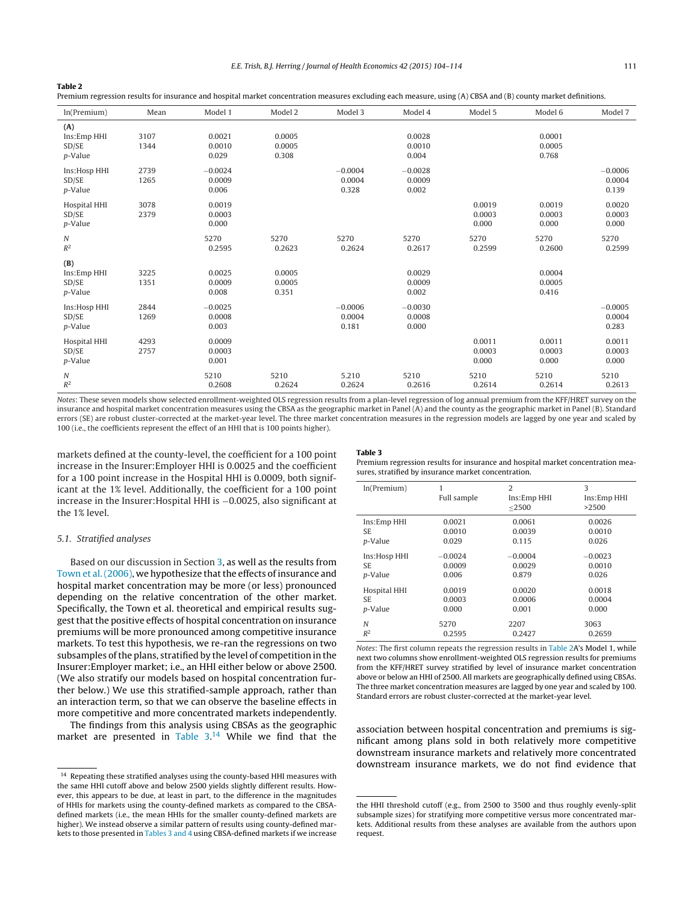**Table 2**

Premium regression results for insurance and hospital market concentration measures excluding each measure, using (A) CBSA and (B) county market definitions.

| ln(Premium) | Mean | Model 1 | Model 2 | Model 3 | Model 4 | Model 5 | Model 6 | Model 7 |
|---|---|---|---|---|---|---|---|---|
| **(A)** | | | | | | | | |
| Ins:Emp HHI | 3107 | 0.0021 | 0.0005 | | 0.0028 | | 0.0001 | |
| SD/SE | 1344 | 0.0010 | 0.0005 | | 0.0010 | | 0.0005 | |
| *p*-Value | | 0.029 | 0.308 | | 0.004 | | 0.768 | |
| Ins:Hosp HHI | 2739 | −0.0024 | | −0.0004 | −0.0028 | | | −0.0006 |
| SD/SE | 1265 | 0.0009 | | 0.0004 | 0.0009 | | | 0.0004 |
| *p*-Value | | 0.006 | | 0.328 | 0.002 | | | 0.139 |
| Hospital HHI | 3078 | 0.0019 | | | | 0.0019 | 0.0019 | 0.0020 |
| SD/SE | 2379 | 0.0003 | | | | 0.0003 | 0.0003 | 0.0003 |
| *p*-Value | | 0.000 | | | | 0.000 | 0.000 | 0.000 |
| *N* | | 5270 | 5270 | 5270 | 5270 | 5270 | 5270 | 5270 |
| $R^2$ | | 0.2595 | 0.2623 | 0.2624 | 0.2617 | 0.2599 | 0.2600 | 0.2599 |
| **(B)** | | | | | | | | |
| Ins:Emp HHI | 3225 | 0.0025 | 0.0005 | | 0.0029 | | 0.0004 | |
| SD/SE | 1351 | 0.0009 | 0.0005 | | 0.0009 | | 0.0005 | |
| *p*-Value | | 0.008 | 0.351 | | 0.002 | | 0.416 | |
| Ins:Hosp HHI | 2844 | −0.0025 | | −0.0006 | −0.0030 | | | −0.0005 |
| SD/SE | 1269 | 0.0008 | | 0.0004 | 0.0008 | | | 0.0004 |
| *p*-Value | | 0.003 | | 0.181 | 0.000 | | | 0.283 |
| Hospital HHI | 4293 | 0.0009 | | | | 0.0011 | 0.0011 | 0.0011 |
| SD/SE | 2757 | 0.0003 | | | | 0.0003 | 0.0003 | 0.0003 |
| *p*-Value | | 0.001 | | | | 0.000 | 0.000 | 0.000 |
| *N* | | 5210 | 5210 | 5.210 | 5210 | 5210 | 5210 | 5210 |
| $R^2$ | | 0.2608 | 0.2624 | 0.2624 | 0.2616 | 0.2614 | 0.2614 | 0.2613 |

*Notes*: These seven models show selected enrollment-weighted OLS regression results from a plan-level regression of log annual premium from the KFF/HRET survey on the insurance and hospital market concentration measures using the CBSA as the geographic market in Panel (A) and the county as the geographic market in Panel (B). Standard errors (SE) are robust cluster-corrected at the market-year level. The three market concentration measures in the regression models are lagged by one year and scaled by 100 (i.e., the coefficients represent the effect of an HHI that is 100 points higher).

markets defined at the county-level, the coefficient for a 100 point increase in the Insurer:Employer HHI is 0.0025 and the coefficient for a 100 point increase in the Hospital HHI is 0.0009, both significant at the 1% level. Additionally, the coefficient for a 100 point increase in the Insurer:Hospital HHI is −0.0025, also significant at the 1% level.

### 5.1. Stratified analyses

Based on our discussion in Section 3, as well as the results from Town et al. (2006), we hypothesize that the effects of insurance and hospital market concentration may be more (or less) pronounced depending on the relative concentration of the other market. Specifically, the Town et al. theoretical and empirical results suggest that the positive effects of hospital concentration on insurance premiums will be more pronounced among competitive insurance markets. To test this hypothesis, we re-ran the regressions on two subsamples of the plans, stratified by the level of competition in the Insurer:Employer market; i.e., an HHI either below or above 2500. (We also stratify our models based on hospital concentration further below.) We use this stratified-sample approach, rather than an interaction term, so that we can observe the baseline effects in more competitive and more concentrated markets independently.

The findings from this analysis using CBSAs as the geographic market are presented in Table 3.[14] While we find that the association between hospital concentration and premiums is significant among plans sold in both relatively more competitive downstream insurance markets and relatively more concentrated downstream insurance markets, we do not find evidence that

**Table 3**

Premium regression results for insurance and hospital market concentration measures, stratified by insurance market concentration.

| ln(Premium) | 1<br>Full sample | 2<br>Ins:Emp HHI<br>≤2500 | 3<br>Ins:Emp HHI<br>>2500 |
|---|---|---|---|
| Ins:Emp HHI | 0.0021 | 0.0061 | 0.0026 |
| SE | 0.0010 | 0.0039 | 0.0010 |
| *p*-Value | 0.029 | 0.115 | 0.026 |
| Ins:Hosp HHI | −0.0024 | −0.0004 | −0.0023 |
| SE | 0.0009 | 0.0029 | 0.0010 |
| *p*-Value | 0.006 | 0.879 | 0.026 |
| Hospital HHI | 0.0019 | 0.0020 | 0.0018 |
| SE | 0.0003 | 0.0006 | 0.0004 |
| *p*-Value | 0.000 | 0.001 | 0.000 |
| *N* | 5270 | 2207 | 3063 |
| $R^2$ | 0.2595 | 0.2427 | 0.2659 |

*Notes*: The first column repeats the regression results in Table 2A's Model 1, while next two columns show enrollment-weighted OLS regression results for premiums from the KFF/HRET survey stratified by level of insurance market concentration above or below an HHI of 2500. All markets are geographically defined using CBSAs. The three market concentration measures are lagged by one year and scaled by 100. Standard errors are robust cluster-corrected at the market-year level.

[14] Repeating these stratified analyses using the county-based HHI measures with the same HHI cutoff above and below 2500 yields slightly different results. However, this appears to be due, at least in part, to the difference in the magnitudes of HHIs for markets using the county-defined markets as compared to the CBSA-defined markets (i.e., the mean HHIs for the smaller county-defined markets are higher). We instead observe a similar pattern of results using county-defined markets to those presented in Tables 3 and 4 using CBSA-defined markets if we increase the HHI threshold cutoff (e.g., from 2500 to 3500 and thus roughly evenly-split subsample sizes) for stratifying more competitive versus more concentrated markets. Additional results from these analyses are available from the authors upon request.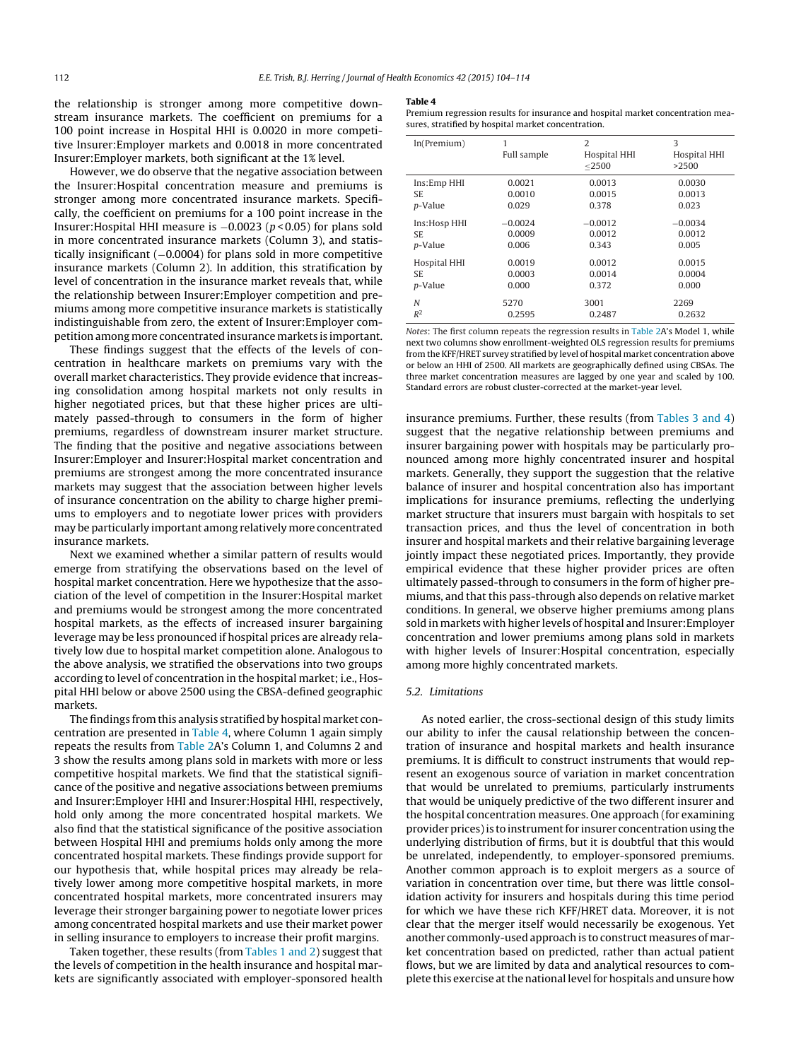the relationship is stronger among more competitive downstream insurance markets. The coefficient on premiums for a 100 point increase in Hospital HHI is 0.0020 in more competitive Insurer:Employer markets and 0.0018 in more concentrated Insurer:Employer markets, both significant at the 1% level.

However, we do observe that the negative association between the Insurer:Hospital concentration measure and premiums is stronger among more concentrated insurance markets. Specifically, the coefficient on premiums for a 100 point increase in the Insurer:Hospital HHI measure is −0.0023 ($p < 0.05$) for plans sold in more concentrated insurance markets (Column 3), and statistically insignificant (−0.0004) for plans sold in more competitive insurance markets (Column 2). In addition, this stratification by level of concentration in the insurance market reveals that, while the relationship between Insurer:Employer competition and premiums among more competitive insurance markets is statistically indistinguishable from zero, the extent of Insurer:Employer competition among more concentrated insurance markets is important.

These findings suggest that the effects of the levels of concentration in healthcare markets on premiums vary with the overall market characteristics. They provide evidence that increasing consolidation among hospital markets not only results in higher negotiated prices, but that these higher prices are ultimately passed-through to consumers in the form of higher premiums, regardless of downstream insurer market structure. The finding that the positive and negative associations between Insurer:Employer and Insurer:Hospital market concentration and premiums are strongest among the more concentrated insurance markets may suggest that the association between higher levels of insurance concentration on the ability to charge higher premiums to employers and to negotiate lower prices with providers may be particularly important among relatively more concentrated insurance markets.

Next we examined whether a similar pattern of results would emerge from stratifying the observations based on the level of hospital market concentration. Here we hypothesize that the association of the level of competition in the Insurer:Hospital market and premiums would be strongest among the more concentrated hospital markets, as the effects of increased insurer bargaining leverage may be less pronounced if hospital prices are already relatively low due to hospital market competition alone. Analogous to the above analysis, we stratified the observations into two groups according to level of concentration in the hospital market; i.e., Hospital HHI below or above 2500 using the CBSA-defined geographic markets.

The findings from this analysis stratified by hospital market concentration are presented in Table 4, where Column 1 again simply repeats the results from Table 2A's Column 1, and Columns 2 and 3 show the results among plans sold in markets with more or less competitive hospital markets. We find that the statistical significance of the positive and negative associations between premiums and Insurer:Employer HHI and Insurer:Hospital HHI, respectively, hold only among the more concentrated hospital markets. We also find that the statistical significance of the positive association between Hospital HHI and premiums holds only among the more concentrated hospital markets. These findings provide support for our hypothesis that, while hospital prices may already be relatively lower among more competitive hospital markets, in more concentrated hospital markets, more concentrated insurers may leverage their stronger bargaining power to negotiate lower prices among concentrated hospital markets and use their market power in selling insurance to employers to increase their profit margins.

Taken together, these results (from Tables 1 and 2) suggest that the levels of competition in the health insurance and hospital markets are significantly associated with employer-sponsored health insurance premiums. Further, these results (from Tables 3 and 4) suggest that the negative relationship between premiums and insurer bargaining power with hospitals may be particularly pronounced among more highly concentrated insurer and hospital markets. Generally, they support the suggestion that the relative balance of insurer and hospital concentration also has important implications for insurance premiums, reflecting the underlying market structure that insurers must bargain with hospitals to set transaction prices, and thus the level of concentration in both insurer and hospital markets and their relative bargaining leverage jointly impact these negotiated prices. Importantly, they provide empirical evidence that these higher provider prices are often ultimately passed-through to consumers in the form of higher premiums, and that this pass-through also depends on relative market conditions. In general, we observe higher premiums among plans sold in markets with higher levels of hospital and Insurer:Employer concentration and lower premiums among plans sold in markets with higher levels of Insurer:Hospital concentration, especially among more highly concentrated markets.

**Table 4**
Premium regression results for insurance and hospital market concentration measures, stratified by hospital market concentration.

| ln(Premium) | 1<br>Full sample | 2<br>Hospital HHI ≤2500 | 3<br>Hospital HHI >2500 |
|---|---|---|---|
| Ins:Emp HHI | 0.0021 | 0.0013 | 0.0030 |
| SE | 0.0010 | 0.0015 | 0.0013 |
| *p*-Value | 0.029 | 0.378 | 0.023 |
| Ins:Hosp HHI | −0.0024 | −0.0012 | −0.0034 |
| SE | 0.0009 | 0.0012 | 0.0012 |
| *p*-Value | 0.006 | 0.343 | 0.005 |
| Hospital HHI | 0.0019 | 0.0012 | 0.0015 |
| SE | 0.0003 | 0.0014 | 0.0004 |
| *p*-Value | 0.000 | 0.372 | 0.000 |
| *N* | 5270 | 3001 | 2269 |
| $R^2$ | 0.2595 | 0.2487 | 0.2632 |

*Notes*: The first column repeats the regression results in Table 2A's Model 1, while next two columns show enrollment-weighted OLS regression results for premiums from the KFF/HRET survey stratified by level of hospital market concentration above or below an HHI of 2500. All markets are geographically defined using CBSAs. The three market concentration measures are lagged by one year and scaled by 100. Standard errors are robust cluster-corrected at the market-year level.

### 5.2. Limitations

As noted earlier, the cross-sectional design of this study limits our ability to infer the causal relationship between the concentration of insurance and hospital markets and health insurance premiums. It is difficult to construct instruments that would represent an exogenous source of variation in market concentration that would be unrelated to premiums, particularly instruments that would be uniquely predictive of the two different insurer and the hospital concentration measures. One approach (for examining provider prices) is to instrument for insurer concentration using the underlying distribution of firms, but it is doubtful that this would be unrelated, independently, to employer-sponsored premiums. Another common approach is to exploit mergers as a source of variation in concentration over time, but there was little consolidation activity for insurers and hospitals during this time period for which we have these rich KFF/HRET data. Moreover, it is not clear that the merger itself would necessarily be exogenous. Yet another commonly-used approach is to construct measures of market concentration based on predicted, rather than actual patient flows, but we are limited by data and analytical resources to complete this exercise at the national level for hospitals and unsure how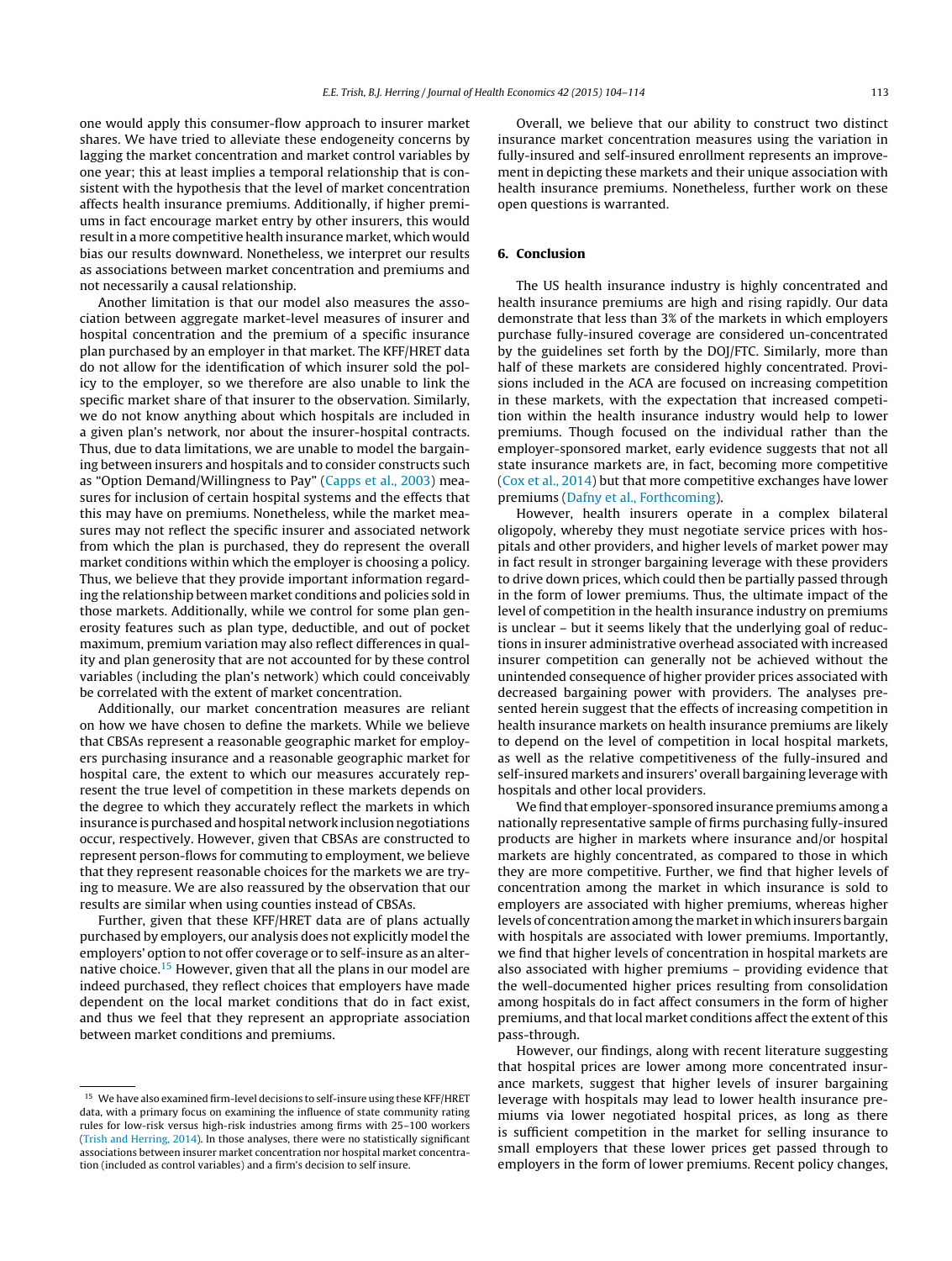one would apply this consumer-flow approach to insurer market shares. We have tried to alleviate these endogeneity concerns by lagging the market concentration and market control variables by one year; this at least implies a temporal relationship that is consistent with the hypothesis that the level of market concentration affects health insurance premiums. Additionally, if higher premiums in fact encourage market entry by other insurers, this would result in a more competitive health insurance market, which would bias our results downward. Nonetheless, we interpret our results as associations between market concentration and premiums and not necessarily a causal relationship.

Another limitation is that our model also measures the association between aggregate market-level measures of insurer and hospital concentration and the premium of a specific insurance plan purchased by an employer in that market. The KFF/HRET data do not allow for the identification of which insurer sold the policy to the employer, so we therefore are also unable to link the specific market share of that insurer to the observation. Similarly, we do not know anything about which hospitals are included in a given plan's network, nor about the insurer-hospital contracts. Thus, due to data limitations, we are unable to model the bargaining between insurers and hospitals and to consider constructs such as "Option Demand/Willingness to Pay" (Capps et al., 2003) measures for inclusion of certain hospital systems and the effects that this may have on premiums. Nonetheless, while the market measures may not reflect the specific insurer and associated network from which the plan is purchased, they do represent the overall market conditions within which the employer is choosing a policy. Thus, we believe that they provide important information regarding the relationship between market conditions and policies sold in those markets. Additionally, while we control for some plan generosity features such as plan type, deductible, and out of pocket maximum, premium variation may also reflect differences in quality and plan generosity that are not accounted for by these control variables (including the plan's network) which could conceivably be correlated with the extent of market concentration.

Additionally, our market concentration measures are reliant on how we have chosen to define the markets. While we believe that CBSAs represent a reasonable geographic market for employers purchasing insurance and a reasonable geographic market for hospital care, the extent to which our measures accurately represent the true level of competition in these markets depends on the degree to which they accurately reflect the markets in which insurance is purchased and hospital network inclusion negotiations occur, respectively. However, given that CBSAs are constructed to represent person-flows for commuting to employment, we believe that they represent reasonable choices for the markets we are trying to measure. We are also reassured by the observation that our results are similar when using counties instead of CBSAs.

Further, given that these KFF/HRET data are of plans actually purchased by employers, our analysis does not explicitly model the employers' option to not offer coverage or to self-insure as an alternative choice.[15] However, given that all the plans in our model are indeed purchased, they reflect choices that employers have made dependent on the local market conditions that do in fact exist, and thus we feel that they represent an appropriate association between market conditions and premiums.

Overall, we believe that our ability to construct two distinct insurance market concentration measures using the variation in fully-insured and self-insured enrollment represents an improvement in depicting these markets and their unique association with health insurance premiums. Nonetheless, further work on these open questions is warranted.

## 6. Conclusion

The US health insurance industry is highly concentrated and health insurance premiums are high and rising rapidly. Our data demonstrate that less than 3% of the markets in which employers purchase fully-insured coverage are considered un-concentrated by the guidelines set forth by the DOJ/FTC. Similarly, more than half of these markets are considered highly concentrated. Provisions included in the ACA are focused on increasing competition in these markets, with the expectation that increased competition within the health insurance industry would help to lower premiums. Though focused on the individual rather than the employer-sponsored market, early evidence suggests that not all state insurance markets are, in fact, becoming more competitive (Cox et al., 2014) but that more competitive exchanges have lower premiums (Dafny et al., Forthcoming).

However, health insurers operate in a complex bilateral oligopoly, whereby they must negotiate service prices with hospitals and other providers, and higher levels of market power may in fact result in stronger bargaining leverage with these providers to drive down prices, which could then be partially passed through in the form of lower premiums. Thus, the ultimate impact of the level of competition in the health insurance industry on premiums is unclear – but it seems likely that the underlying goal of reductions in insurer administrative overhead associated with increased insurer competition can generally not be achieved without the unintended consequence of higher provider prices associated with decreased bargaining power with providers. The analyses presented herein suggest that the effects of increasing competition in health insurance markets on health insurance premiums are likely to depend on the level of competition in local hospital markets, as well as the relative competitiveness of the fully-insured and self-insured markets and insurers' overall bargaining leverage with hospitals and other local providers.

We find that employer-sponsored insurance premiums among a nationally representative sample of firms purchasing fully-insured products are higher in markets where insurance and/or hospital markets are highly concentrated, as compared to those in which they are more competitive. Further, we find that higher levels of concentration among the market in which insurance is sold to employers are associated with higher premiums, whereas higher levels of concentration among the market in which insurers bargain with hospitals are associated with lower premiums. Importantly, we find that higher levels of concentration in hospital markets are also associated with higher premiums – providing evidence that the well-documented higher prices resulting from consolidation among hospitals do in fact affect consumers in the form of higher premiums, and that local market conditions affect the extent of this pass-through.

However, our findings, along with recent literature suggesting that hospital prices are lower among more concentrated insurance markets, suggest that higher levels of insurer bargaining leverage with hospitals may lead to lower health insurance premiums via lower negotiated hospital prices, as long as there is sufficient competition in the market for selling insurance to small employers that these lower prices get passed through to employers in the form of lower premiums. Recent policy changes,

[15] We have also examined firm-level decisions to self-insure using these KFF/HRET data, with a primary focus on examining the influence of state community rating rules for low-risk versus high-risk industries among firms with 25–100 workers (Trish and Herring, 2014). In those analyses, there were no statistically significant associations between insurer market concentration nor hospital market concentration (included as control variables) and a firm's decision to self insure.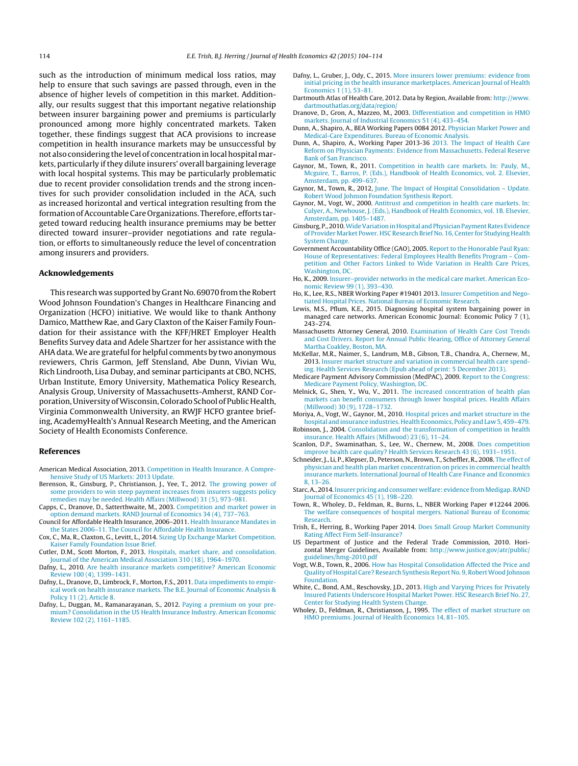such as the introduction of minimum medical loss ratios, may help to ensure that such savings are passed through, even in the absence of higher levels of competition in this market. Additionally, our results suggest that this important negative relationship between insurer bargaining power and premiums is particularly pronounced among more highly concentrated markets. Taken together, these findings suggest that ACA provisions to increase competition in health insurance markets may be unsuccessful by not also considering the level of concentration in local hospital markets, particularly if they dilute insurers' overall bargaining leverage with local hospital systems. This may be particularly problematic due to recent provider consolidation trends and the strong incentives for such provider consolidation included in the ACA, such as increased horizontal and vertical integration resulting from the formation of Accountable Care Organizations. Therefore, efforts targeted toward reducing health insurance premiums may be better directed toward insurer–provider negotiations and rate regulation, or efforts to simultaneously reduce the level of concentration among insurers and providers.

## Acknowledgements

This research was supported by Grant No. 69070 from the Robert Wood Johnson Foundation's Changes in Healthcare Financing and Organization (HCFO) initiative. We would like to thank Anthony Damico, Matthew Rae, and Gary Claxton of the Kaiser Family Foundation for their assistance with the KFF/HRET Employer Health Benefits Survey data and Adele Shartzer for her assistance with the AHA data. We are grateful for helpful comments by two anonymous reviewers, Chris Garmon, Jeff Stensland, Abe Dunn, Vivian Wu, Rich Lindrooth, Lisa Dubay, and seminar participants at CBO, NCHS, Urban Institute, Emory University, Mathematica Policy Research, Analysis Group, University of Massachusetts-Amherst, RAND Corporation, University of Wisconsin, Colorado School of Public Health, Virginia Commonwealth University, an RWJF HCFO grantee briefing, AcademyHealth's Annual Research Meeting, and the American Society of Health Economists Conference.

## References

American Medical Association, 2013. Competition in Health Insurance. A Comprehensive Study of US Markets: 2013 Update.

Berenson, R., Ginsburg, P., Christianson, J., Yee, T., 2012. The growing power of some providers to win steep payment increases from insurers suggests policy remedies may be needed. Health Affairs (Millwood) 31 (5), 973–981.

Capps, C., Dranove, D., Satterthwaite, M., 2003. Competition and market power in option demand markets. RAND Journal of Economics 34 (4), 737–763.

Council for Affordable Health Insurance, 2006–2011. Health Insurance Mandates in the States 2006–11. The Council for Affordable Health Insurance.

Cox, C., Ma, R., Claxton, G., Levitt, L., 2014. Sizing Up Exchange Market Competition. Kaiser Family Foundation Issue Brief.

Cutler, D.M., Scott Morton, F., 2013. Hospitals, market share, and consolidation. Journal of the American Medical Association 310 (18), 1964–1970.

Dafny, L., 2010. Are health insurance markets competitive? American Economic Review 100 (4), 1399–1431.

Dafny, L., Dranove, D., Limbrock, F., Morton, F.S., 2011. Data impediments to empirical work on health insurance markets. The B.E. Journal of Economic Analysis & Policy 11 (2), Article 8.

Dafny, L., Duggan, M., Ramanarayanan, S., 2012. Paying a premium on your premium? Consolidation in the US Health Insurance Industry. American Economic Review 102 (2), 1161–1185.

Dafny, L., Gruber, J., Ody, C., 2015. More insurers lower premiums: evidence from initial pricing in the health insurance marketplaces. American Journal of Health Economics 1 (1), 53–81.

Dartmouth Atlas of Health Care, 2012. Data by Region, Available from: http://www.dartmouthatlas.org/data/region/

Dranove, D., Gron, A., Mazzeo, M., 2003. Differentiation and competition in HMO markets. Journal of Industrial Economics 51 (4), 433–454.

Dunn, A., Shapiro, A., BEA Working Papers 0084 2012. Physician Market Power and Medical-Care Expenditures. Bureau of Economic Analysis.

Dunn, A., Shapiro, A., Working Paper 2013-36 2013. The Impact of Health Care Reform on Physician Payments: Evidence from Massachusetts. Federal Reserve Bank of San Francisco.

Gaynor, M., Town, R., 2011. Competition in health care markets. In: Pauly, M., Mcguire, T., Barros, P. (Eds.), Handbook of Health Economics, vol. 2. Elsevier, Amsterdam, pp. 499–637.

Gaynor, M., Town, R., 2012, June. The Impact of Hospital Consolidation – Update. Robert Wood Johnson Foundation Synthesis Report.

Gaynor, M., Vogt, W., 2000. Antitrust and competition in health care markets. In: Culyer, A., Newhouse, J. (Eds.), Handbook of Health Economics, vol. 1B. Elsevier, Amsterdam, pp. 1405–1487.

Ginsburg, P., 2010. Wide Variation in Hospital and Physician Payment Rates Evidence of Provider Market Power. HSC Research Brief No. 16, Center for Studying Health System Change.

Government Accountability Office (GAO), 2005. Report to the Honorable Paul Ryan: House of Representatives: Federal Employees Health Benefits Program – Competition and Other Factors Linked to Wide Variation in Health Care Prices, Washington, DC.

Ho, K., 2009. Insurer–provider networks in the medical care market. American Economic Review 99 (1), 393–430.

Ho, K., Lee, R.S., NBER Working Paper #19401 2013. Insurer Competition and Negotiated Hospital Prices. National Bureau of Economic Research.

Lewis, M.S., Pflum, K.E., 2015. Diagnosing hospital system bargaining power in managed care networks. American Economic Journal: Economic Policy 7 (1), 243–274.

Massachusetts Attorney General, 2010. Examination of Health Care Cost Trends and Cost Drivers. Report for Annual Public Hearing, Office of Attorney General Martha Coakley, Boston, MA.

McKellar, M.R., Naimer, S., Landrum, M.B., Gibson, T.B., Chandra, A., Chernew, M., 2013. Insurer market structure and variation in commercial health care spending. Health Services Research (Epub ahead of print: 5 December 2013).

Medicare Payment Advisory Commission (MedPAC), 2009. Report to the Congress: Medicare Payment Policy, Washington, DC.

Melnick, G., Shen, Y., Wu, V., 2011. The increased concentration of health plan markets can benefit consumers through lower hospital prices. Health Affairs (Millwood) 30 (9), 1728–1732.

Moriya, A., Vogt, W., Gaynor, M., 2010. Hospital prices and market structure in the hospital and insurance industries. Health Economics, Policy and Law 5, 459–479.

Robinson, J., 2004. Consolidation and the transformation of competition in health insurance. Health Affairs (Millwood) 23 (6), 11–24.

Scanlon, D.P., Swaminathan, S., Lee, W., Chernew, M., 2008. Does competition improve health care quality? Health Services Research 43 (6), 1931–1951.

Schneider, J., Li, P., Klepser, D., Peterson, N., Brown, T., Scheffler, R., 2008. The effect of physician and health plan market concentration on prices in commercial health insurance markets. International Journal of Health Care Finance and Economics 8, 13–26.

Starc, A., 2014. Insurer pricing and consumer welfare: evidence from Medigap. RAND Journal of Economics 45 (1), 198–220.

Town, R., Wholey, D., Feldman, R., Burns, L., NBER Working Paper #12244 2006. The welfare consequences of hospital mergers. National Bureau of Economic Research.

Trish, E., Herring, B., Working Paper 2014. Does Small Group Market Community Rating Affect Firm Self-Insurance?

US Department of Justice and the Federal Trade Commission, 2010. Horizontal Merger Guidelines, Available from: http://www.justice.gov/atr/public/guidelines/hmg-2010.pdf

Vogt, W.B., Town, R., 2006. How has Hospital Consolidation Affected the Price and Quality of Hospital Care? Research Synthesis Report No. 9, Robert Wood Johnson Foundation.

White, C., Bond, A.M., Reschovsky, J.D., 2013. High and Varying Prices for Privately Insured Patients Underscore Hospital Market Power. HSC Research Brief No. 27, Center for Studying Health System Change.

Wholey, D., Feldman, R., Christianson, J., 1995. The effect of market structure on HMO premiums. Journal of Health Economics 14, 81–105.